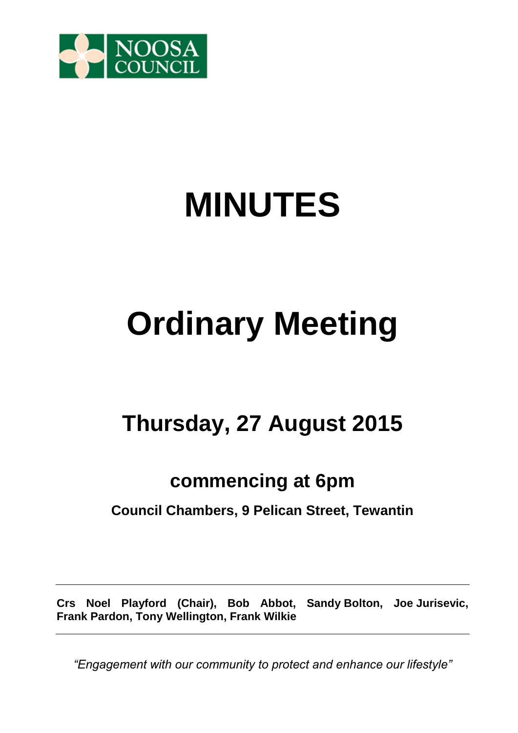NOOSA COUNCIL

# MINUTES

# Ordinary Meeting

## Thursday, 27 August 2015

### commencing at 6pm

**Council Chambers, 9 Pelican Street, Tewantin**

---

**Crs Noel Playford (Chair), Bob Abbot, Sandy Bolton, Joe Jurisevic, Frank Pardon, Tony Wellington, Frank Wilkie**

---

*"Engagement with our community to protect and enhance our lifestyle"*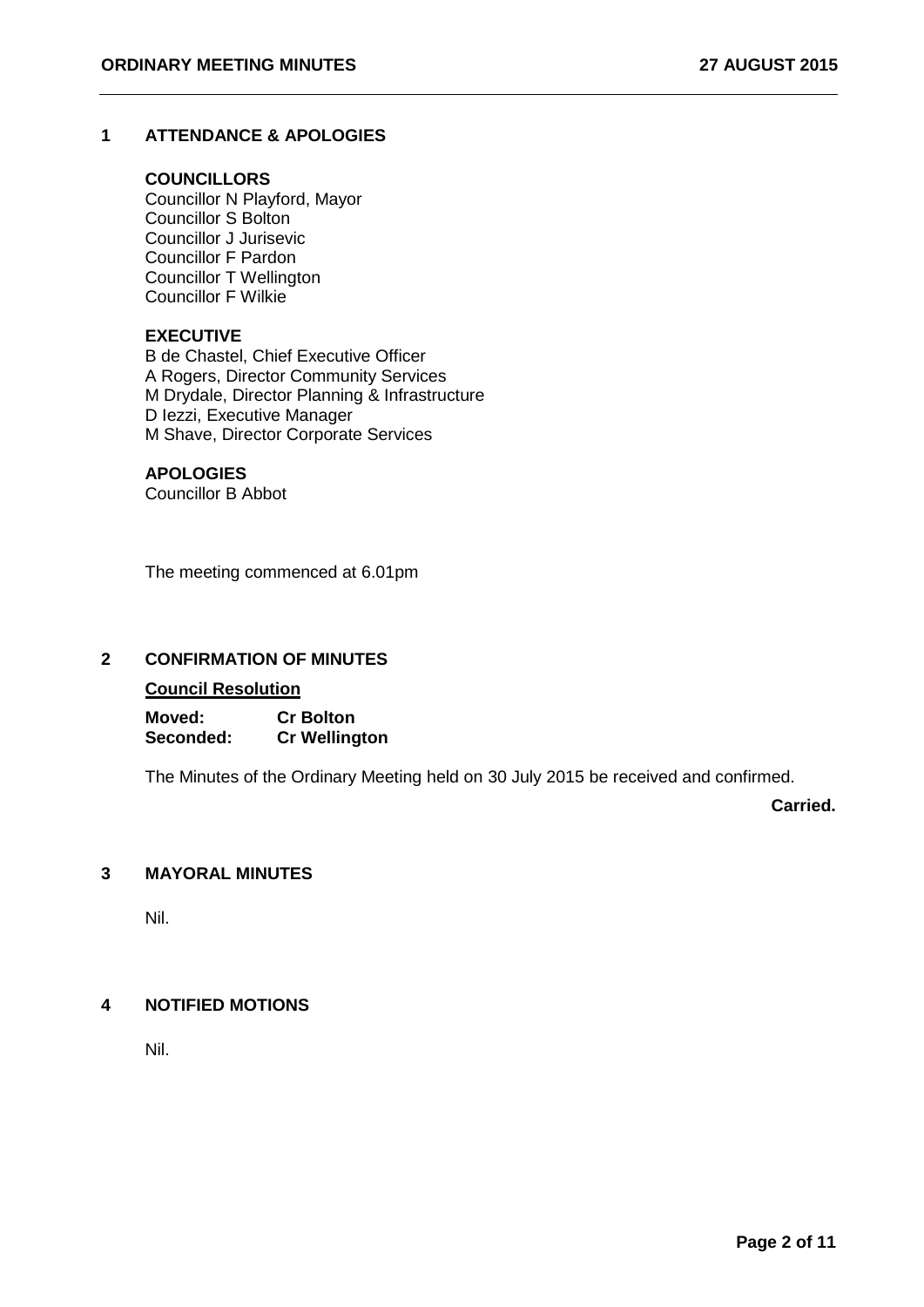## 1 ATTENDANCE & APOLOGIES

**COUNCILLORS**

Councillor N Playford, Mayor
Councillor S Bolton
Councillor J Jurisevic
Councillor F Pardon
Councillor T Wellington
Councillor F Wilkie

**EXECUTIVE**

B de Chastel, Chief Executive Officer
A Rogers, Director Community Services
M Drydale, Director Planning & Infrastructure
D Iezzi, Executive Manager
M Shave, Director Corporate Services

**APOLOGIES**

Councillor B Abbot

The meeting commenced at 6.01pm

## 2 CONFIRMATION OF MINUTES

**Council Resolution**

**Moved:** **Cr Bolton**
**Seconded:** **Cr Wellington**

The Minutes of the Ordinary Meeting held on 30 July 2015 be received and confirmed.

**Carried.**

## 3 MAYORAL MINUTES

Nil.

## 4 NOTIFIED MOTIONS

Nil.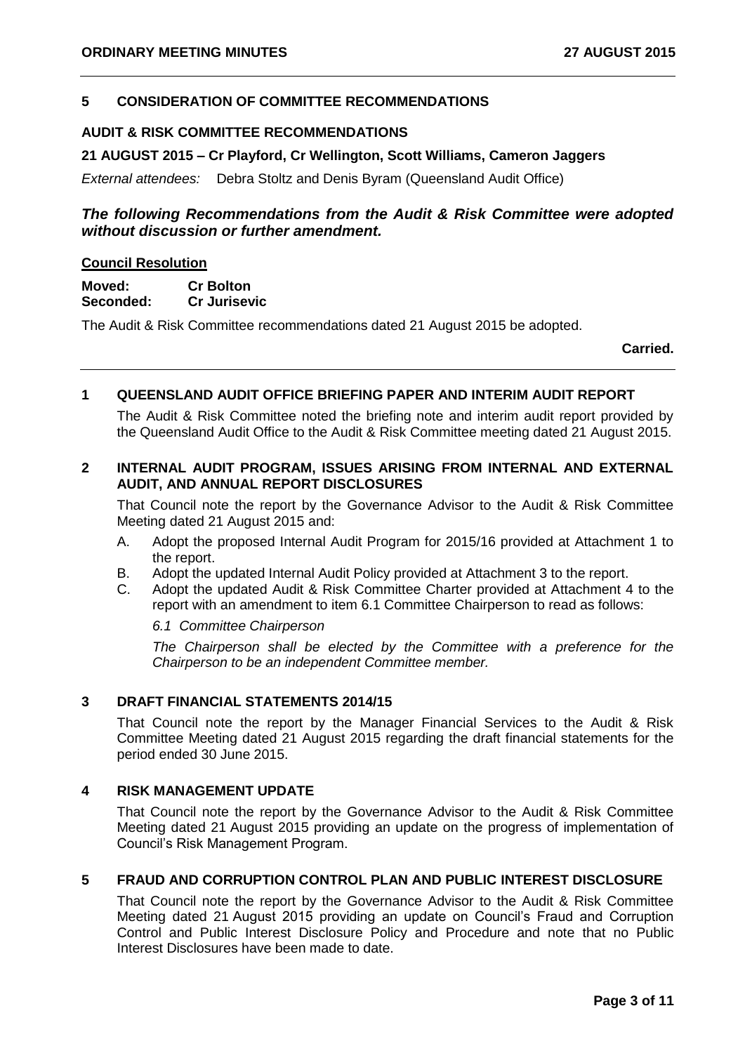## 5 CONSIDERATION OF COMMITTEE RECOMMENDATIONS

### AUDIT & RISK COMMITTEE RECOMMENDATIONS

**21 AUGUST 2015 – Cr Playford, Cr Wellington, Scott Williams, Cameron Jaggers**

*External attendees:* Debra Stoltz and Denis Byram (Queensland Audit Office)

***The following Recommendations from the Audit & Risk Committee were adopted without discussion or further amendment.***

**Council Resolution**

**Moved:** **Cr Bolton**
**Seconded:** **Cr Jurisevic**

The Audit & Risk Committee recommendations dated 21 August 2015 be adopted.

**Carried.**

---

### 1 QUEENSLAND AUDIT OFFICE BRIEFING PAPER AND INTERIM AUDIT REPORT

The Audit & Risk Committee noted the briefing note and interim audit report provided by the Queensland Audit Office to the Audit & Risk Committee meeting dated 21 August 2015.

### 2 INTERNAL AUDIT PROGRAM, ISSUES ARISING FROM INTERNAL AND EXTERNAL AUDIT, AND ANNUAL REPORT DISCLOSURES

That Council note the report by the Governance Advisor to the Audit & Risk Committee Meeting dated 21 August 2015 and:

A. Adopt the proposed Internal Audit Program for 2015/16 provided at Attachment 1 to the report.
B. Adopt the updated Internal Audit Policy provided at Attachment 3 to the report.
C. Adopt the updated Audit & Risk Committee Charter provided at Attachment 4 to the report with an amendment to item 6.1 Committee Chairperson to read as follows:

*6.1 Committee Chairperson*

*The Chairperson shall be elected by the Committee with a preference for the Chairperson to be an independent Committee member.*

### 3 DRAFT FINANCIAL STATEMENTS 2014/15

That Council note the report by the Manager Financial Services to the Audit & Risk Committee Meeting dated 21 August 2015 regarding the draft financial statements for the period ended 30 June 2015.

### 4 RISK MANAGEMENT UPDATE

That Council note the report by the Governance Advisor to the Audit & Risk Committee Meeting dated 21 August 2015 providing an update on the progress of implementation of Council's Risk Management Program.

### 5 FRAUD AND CORRUPTION CONTROL PLAN AND PUBLIC INTEREST DISCLOSURE

That Council note the report by the Governance Advisor to the Audit & Risk Committee Meeting dated 21 August 2015 providing an update on Council's Fraud and Corruption Control and Public Interest Disclosure Policy and Procedure and note that no Public Interest Disclosures have been made to date.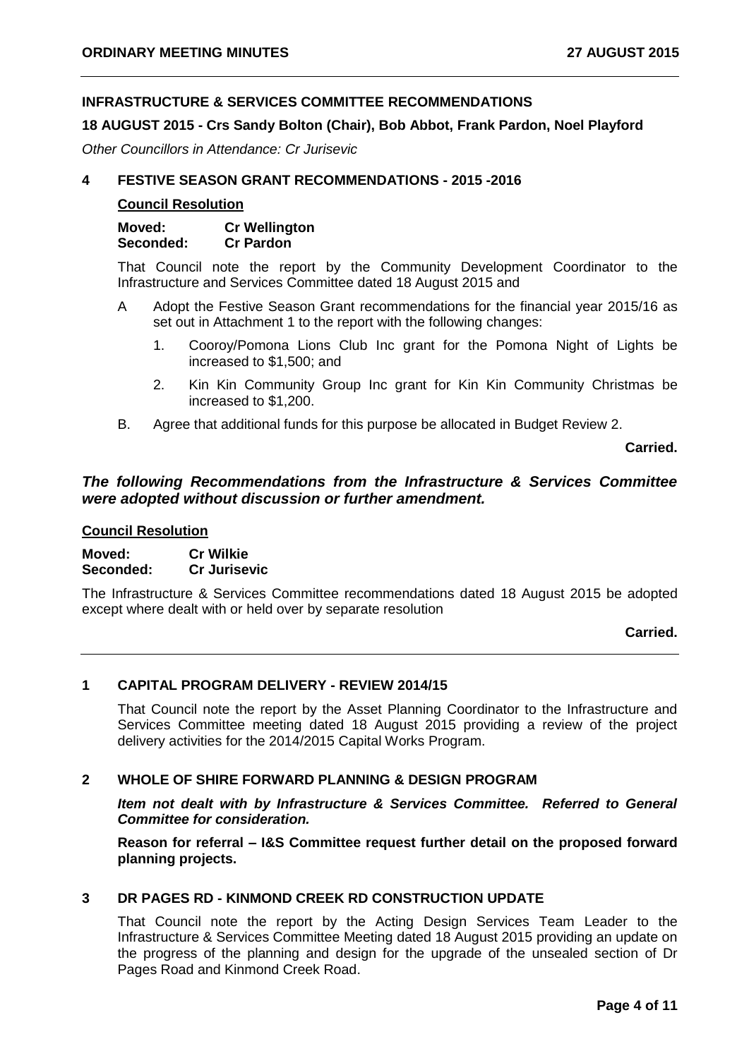## INFRASTRUCTURE & SERVICES COMMITTEE RECOMMENDATIONS

**18 AUGUST 2015 - Crs Sandy Bolton (Chair), Bob Abbot, Frank Pardon, Noel Playford**

*Other Councillors in Attendance: Cr Jurisevic*

### 4 FESTIVE SEASON GRANT RECOMMENDATIONS - 2015 -2016

**Council Resolution**

**Moved:** **Cr Wellington**
**Seconded:** **Cr Pardon**

That Council note the report by the Community Development Coordinator to the Infrastructure and Services Committee dated 18 August 2015 and

A Adopt the Festive Season Grant recommendations for the financial year 2015/16 as set out in Attachment 1 to the report with the following changes:

1. Cooroy/Pomona Lions Club Inc grant for the Pomona Night of Lights be increased to $1,500; and
2. Kin Kin Community Group Inc grant for Kin Kin Community Christmas be increased to $1,200.

B. Agree that additional funds for this purpose be allocated in Budget Review 2.

**Carried.**

***The following Recommendations from the Infrastructure & Services Committee were adopted without discussion or further amendment.***

**Council Resolution**

**Moved:** **Cr Wilkie**
**Seconded:** **Cr Jurisevic**

The Infrastructure & Services Committee recommendations dated 18 August 2015 be adopted except where dealt with or held over by separate resolution

**Carried.**

---

### 1 CAPITAL PROGRAM DELIVERY - REVIEW 2014/15

That Council note the report by the Asset Planning Coordinator to the Infrastructure and Services Committee meeting dated 18 August 2015 providing a review of the project delivery activities for the 2014/2015 Capital Works Program.

### 2 WHOLE OF SHIRE FORWARD PLANNING & DESIGN PROGRAM

***Item not dealt with by Infrastructure & Services Committee. Referred to General Committee for consideration.***

**Reason for referral – I&S Committee request further detail on the proposed forward planning projects.**

### 3 DR PAGES RD - KINMOND CREEK RD CONSTRUCTION UPDATE

That Council note the report by the Acting Design Services Team Leader to the Infrastructure & Services Committee Meeting dated 18 August 2015 providing an update on the progress of the planning and design for the upgrade of the unsealed section of Dr Pages Road and Kinmond Creek Road.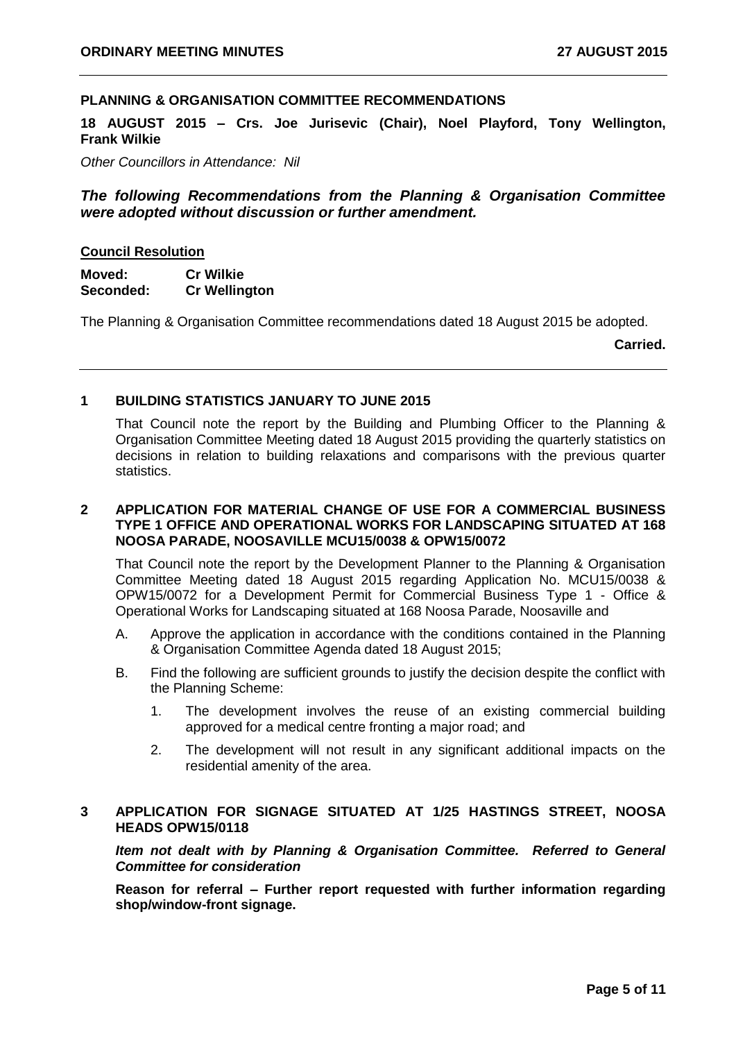## PLANNING & ORGANISATION COMMITTEE RECOMMENDATIONS

**18 AUGUST 2015 – Crs. Joe Jurisevic (Chair), Noel Playford, Tony Wellington, Frank Wilkie**

*Other Councillors in Attendance: Nil*

### ***The following Recommendations from the Planning & Organisation Committee were adopted without discussion or further amendment.***

**Council Resolution**

**Moved:** **Cr Wilkie**
**Seconded:** **Cr Wellington**

The Planning & Organisation Committee recommendations dated 18 August 2015 be adopted.

**Carried.**

---

### 1 BUILDING STATISTICS JANUARY TO JUNE 2015

That Council note the report by the Building and Plumbing Officer to the Planning & Organisation Committee Meeting dated 18 August 2015 providing the quarterly statistics on decisions in relation to building relaxations and comparisons with the previous quarter statistics.

### 2 APPLICATION FOR MATERIAL CHANGE OF USE FOR A COMMERCIAL BUSINESS TYPE 1 OFFICE AND OPERATIONAL WORKS FOR LANDSCAPING SITUATED AT 168 NOOSA PARADE, NOOSAVILLE MCU15/0038 & OPW15/0072

That Council note the report by the Development Planner to the Planning & Organisation Committee Meeting dated 18 August 2015 regarding Application No. MCU15/0038 & OPW15/0072 for a Development Permit for Commercial Business Type 1 - Office & Operational Works for Landscaping situated at 168 Noosa Parade, Noosaville and

A. Approve the application in accordance with the conditions contained in the Planning & Organisation Committee Agenda dated 18 August 2015;

B. Find the following are sufficient grounds to justify the decision despite the conflict with the Planning Scheme:

   1. The development involves the reuse of an existing commercial building approved for a medical centre fronting a major road; and

   2. The development will not result in any significant additional impacts on the residential amenity of the area.

### 3 APPLICATION FOR SIGNAGE SITUATED AT 1/25 HASTINGS STREET, NOOSA HEADS OPW15/0118

***Item not dealt with by Planning & Organisation Committee. Referred to General Committee for consideration***

**Reason for referral – Further report requested with further information regarding shop/window-front signage.**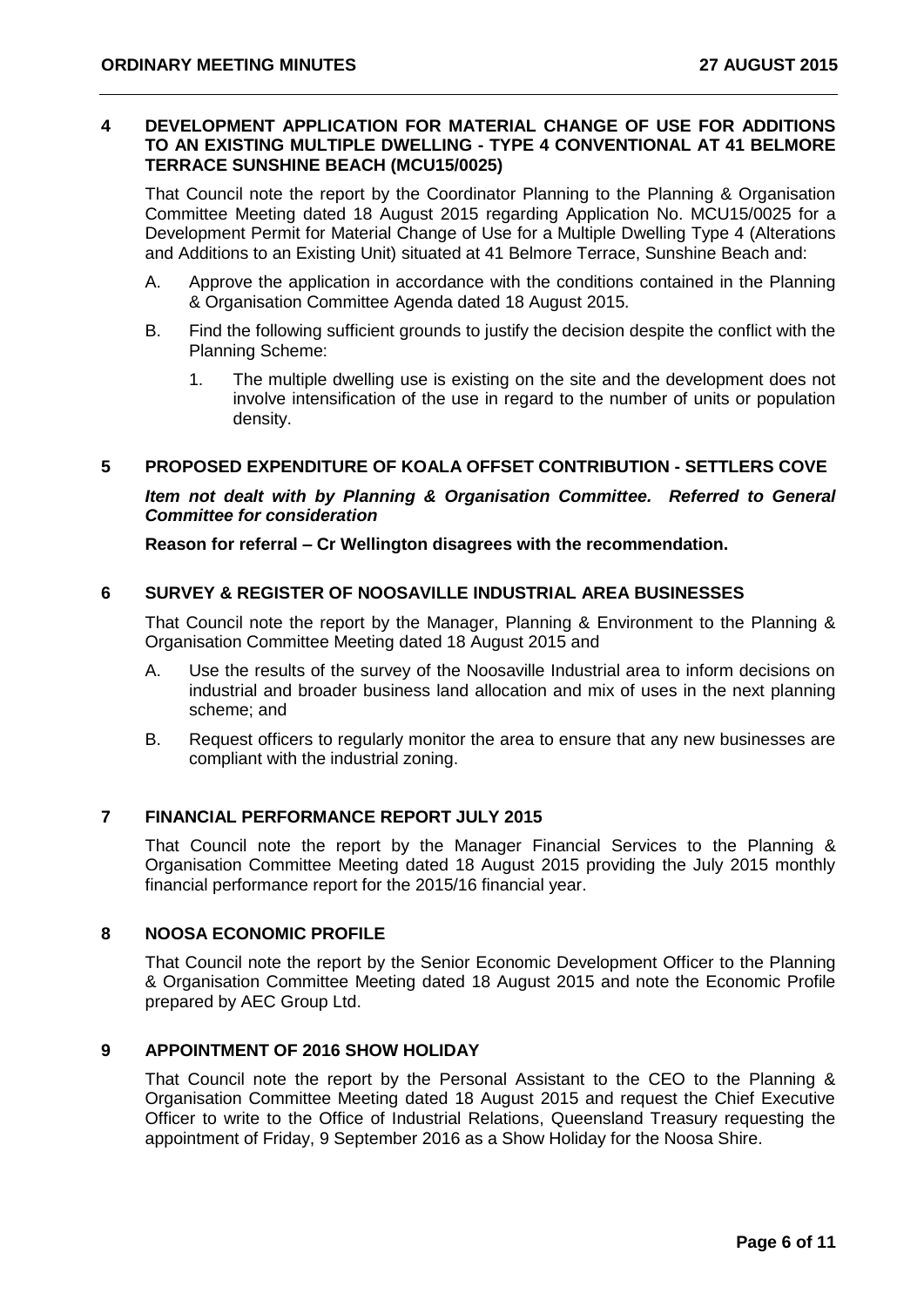## 4 DEVELOPMENT APPLICATION FOR MATERIAL CHANGE OF USE FOR ADDITIONS TO AN EXISTING MULTIPLE DWELLING - TYPE 4 CONVENTIONAL AT 41 BELMORE TERRACE SUNSHINE BEACH (MCU15/0025)

That Council note the report by the Coordinator Planning to the Planning & Organisation Committee Meeting dated 18 August 2015 regarding Application No. MCU15/0025 for a Development Permit for Material Change of Use for a Multiple Dwelling Type 4 (Alterations and Additions to an Existing Unit) situated at 41 Belmore Terrace, Sunshine Beach and:

A. Approve the application in accordance with the conditions contained in the Planning & Organisation Committee Agenda dated 18 August 2015.

B. Find the following sufficient grounds to justify the decision despite the conflict with the Planning Scheme:

   1. The multiple dwelling use is existing on the site and the development does not involve intensification of the use in regard to the number of units or population density.

## 5 PROPOSED EXPENDITURE OF KOALA OFFSET CONTRIBUTION - SETTLERS COVE

***Item not dealt with by Planning & Organisation Committee. Referred to General Committee for consideration***

**Reason for referral – Cr Wellington disagrees with the recommendation.**

## 6 SURVEY & REGISTER OF NOOSAVILLE INDUSTRIAL AREA BUSINESSES

That Council note the report by the Manager, Planning & Environment to the Planning & Organisation Committee Meeting dated 18 August 2015 and

A. Use the results of the survey of the Noosaville Industrial area to inform decisions on industrial and broader business land allocation and mix of uses in the next planning scheme; and

B. Request officers to regularly monitor the area to ensure that any new businesses are compliant with the industrial zoning.

## 7 FINANCIAL PERFORMANCE REPORT JULY 2015

That Council note the report by the Manager Financial Services to the Planning & Organisation Committee Meeting dated 18 August 2015 providing the July 2015 monthly financial performance report for the 2015/16 financial year.

## 8 NOOSA ECONOMIC PROFILE

That Council note the report by the Senior Economic Development Officer to the Planning & Organisation Committee Meeting dated 18 August 2015 and note the Economic Profile prepared by AEC Group Ltd.

## 9 APPOINTMENT OF 2016 SHOW HOLIDAY

That Council note the report by the Personal Assistant to the CEO to the Planning & Organisation Committee Meeting dated 18 August 2015 and request the Chief Executive Officer to write to the Office of Industrial Relations, Queensland Treasury requesting the appointment of Friday, 9 September 2016 as a Show Holiday for the Noosa Shire.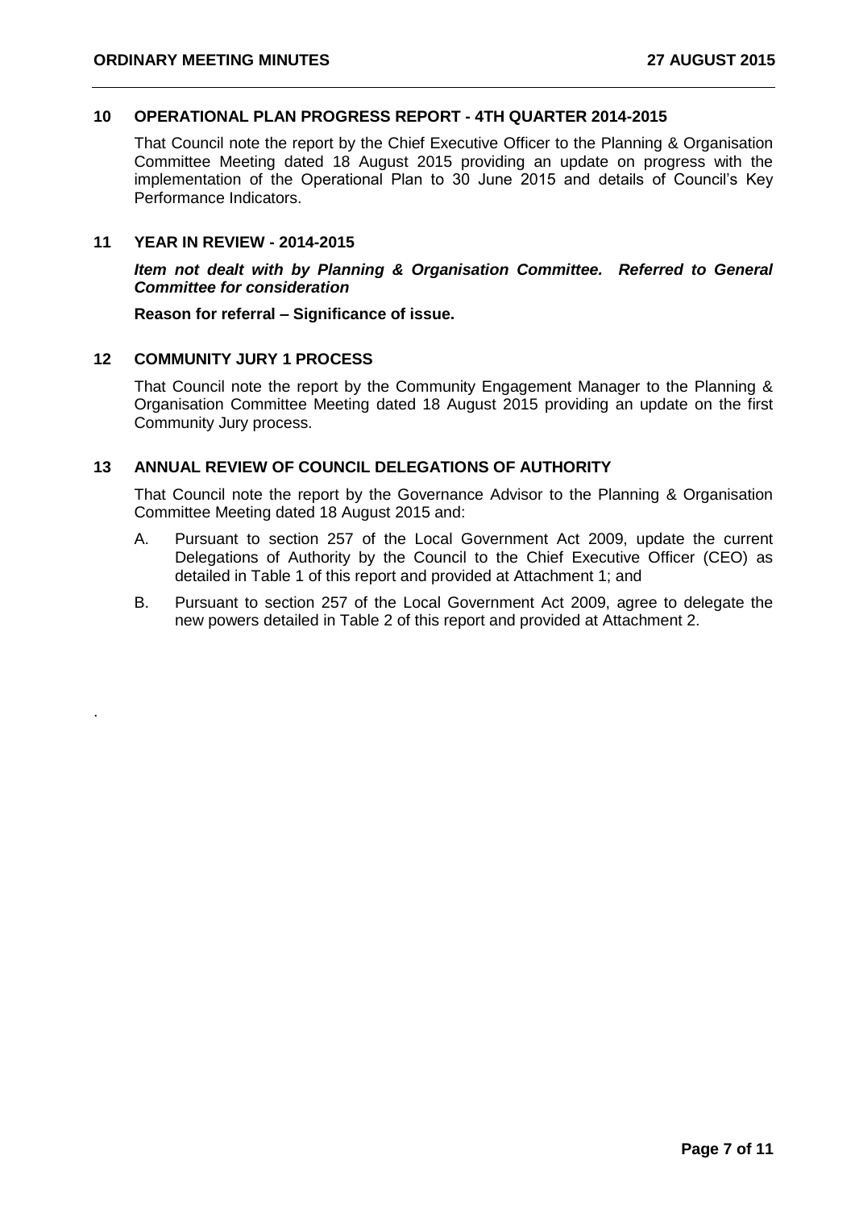## 10 OPERATIONAL PLAN PROGRESS REPORT - 4TH QUARTER 2014-2015

That Council note the report by the Chief Executive Officer to the Planning & Organisation Committee Meeting dated 18 August 2015 providing an update on progress with the implementation of the Operational Plan to 30 June 2015 and details of Council's Key Performance Indicators.

## 11 YEAR IN REVIEW - 2014-2015

***Item not dealt with by Planning & Organisation Committee. Referred to General Committee for consideration***

**Reason for referral – Significance of issue.**

## 12 COMMUNITY JURY 1 PROCESS

That Council note the report by the Community Engagement Manager to the Planning & Organisation Committee Meeting dated 18 August 2015 providing an update on the first Community Jury process.

## 13 ANNUAL REVIEW OF COUNCIL DELEGATIONS OF AUTHORITY

That Council note the report by the Governance Advisor to the Planning & Organisation Committee Meeting dated 18 August 2015 and:

A. Pursuant to section 257 of the Local Government Act 2009, update the current Delegations of Authority by the Council to the Chief Executive Officer (CEO) as detailed in Table 1 of this report and provided at Attachment 1; and

B. Pursuant to section 257 of the Local Government Act 2009, agree to delegate the new powers detailed in Table 2 of this report and provided at Attachment 2.

.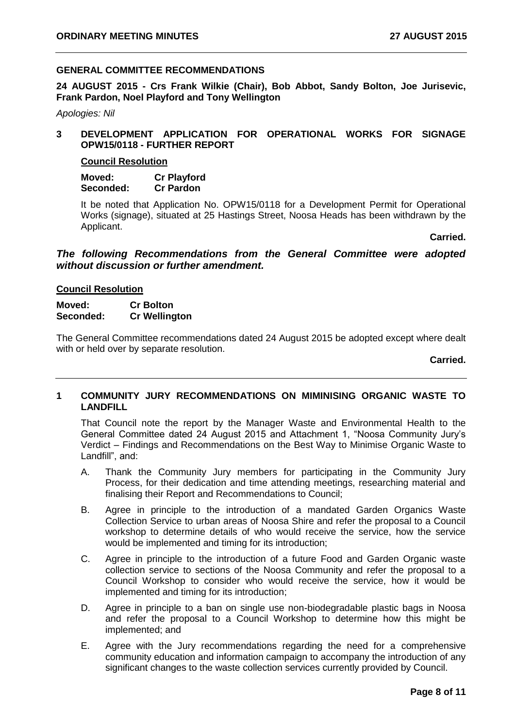## GENERAL COMMITTEE RECOMMENDATIONS

**24 AUGUST 2015 - Crs Frank Wilkie (Chair), Bob Abbot, Sandy Bolton, Joe Jurisevic, Frank Pardon, Noel Playford and Tony Wellington**

*Apologies: Nil*

### 3 DEVELOPMENT APPLICATION FOR OPERATIONAL WORKS FOR SIGNAGE OPW15/0118 - FURTHER REPORT

**Council Resolution**

**Moved:** **Cr Playford**
**Seconded:** **Cr Pardon**

It be noted that Application No. OPW15/0118 for a Development Permit for Operational Works (signage), situated at 25 Hastings Street, Noosa Heads has been withdrawn by the Applicant.

**Carried.**

***The following Recommendations from the General Committee were adopted without discussion or further amendment.***

**Council Resolution**

**Moved:** **Cr Bolton**
**Seconded:** **Cr Wellington**

The General Committee recommendations dated 24 August 2015 be adopted except where dealt with or held over by separate resolution.

**Carried.**

---

### 1 COMMUNITY JURY RECOMMENDATIONS ON MIMINISING ORGANIC WASTE TO LANDFILL

That Council note the report by the Manager Waste and Environmental Health to the General Committee dated 24 August 2015 and Attachment 1, "Noosa Community Jury's Verdict – Findings and Recommendations on the Best Way to Minimise Organic Waste to Landfill", and:

A. Thank the Community Jury members for participating in the Community Jury Process, for their dedication and time attending meetings, researching material and finalising their Report and Recommendations to Council;

B. Agree in principle to the introduction of a mandated Garden Organics Waste Collection Service to urban areas of Noosa Shire and refer the proposal to a Council workshop to determine details of who would receive the service, how the service would be implemented and timing for its introduction;

C. Agree in principle to the introduction of a future Food and Garden Organic waste collection service to sections of the Noosa Community and refer the proposal to a Council Workshop to consider who would receive the service, how it would be implemented and timing for its introduction;

D. Agree in principle to a ban on single use non-biodegradable plastic bags in Noosa and refer the proposal to a Council Workshop to determine how this might be implemented; and

E. Agree with the Jury recommendations regarding the need for a comprehensive community education and information campaign to accompany the introduction of any significant changes to the waste collection services currently provided by Council.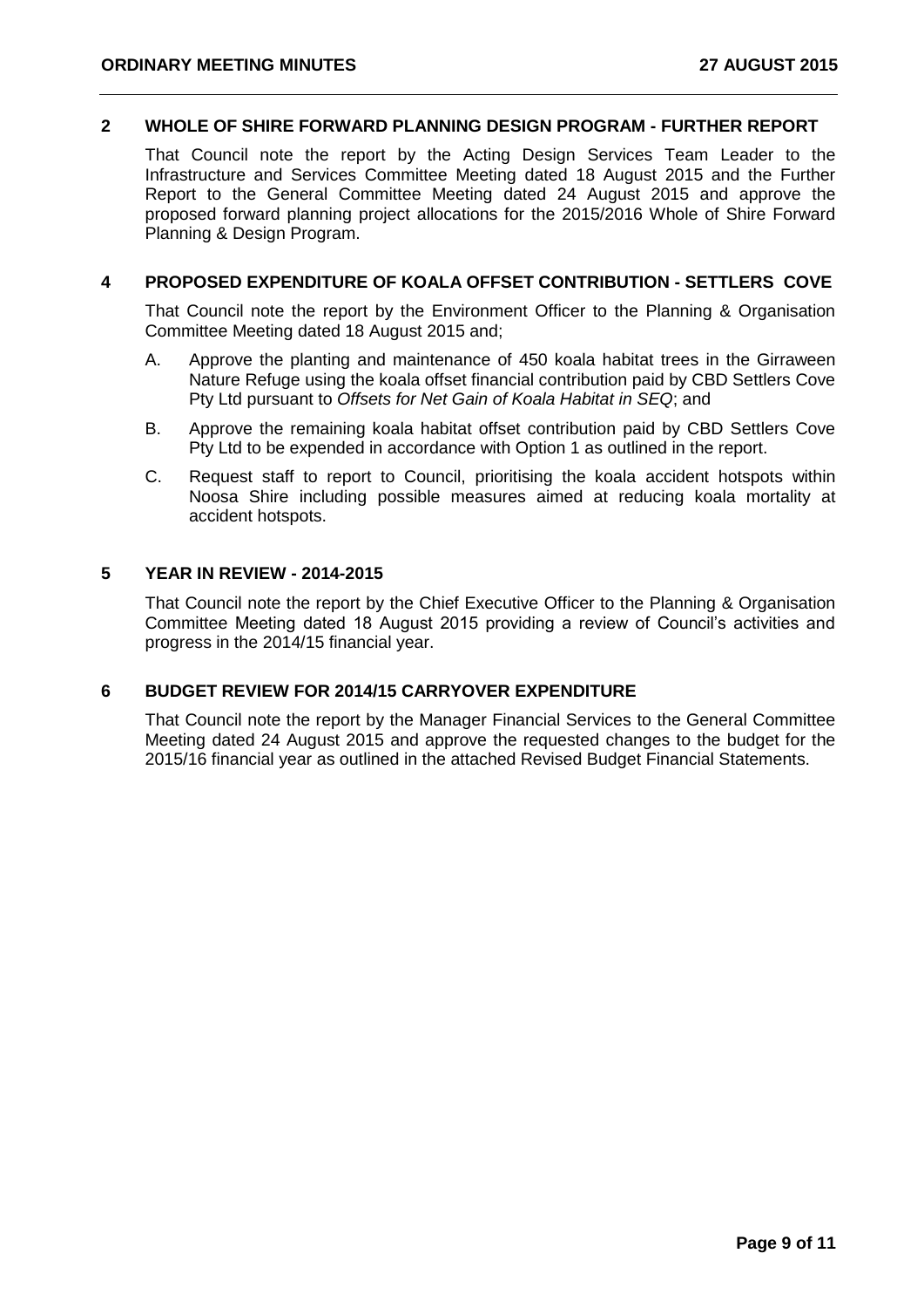## 2 WHOLE OF SHIRE FORWARD PLANNING DESIGN PROGRAM - FURTHER REPORT

That Council note the report by the Acting Design Services Team Leader to the Infrastructure and Services Committee Meeting dated 18 August 2015 and the Further Report to the General Committee Meeting dated 24 August 2015 and approve the proposed forward planning project allocations for the 2015/2016 Whole of Shire Forward Planning & Design Program.

## 4 PROPOSED EXPENDITURE OF KOALA OFFSET CONTRIBUTION - SETTLERS COVE

That Council note the report by the Environment Officer to the Planning & Organisation Committee Meeting dated 18 August 2015 and;

A. Approve the planting and maintenance of 450 koala habitat trees in the Girraween Nature Refuge using the koala offset financial contribution paid by CBD Settlers Cove Pty Ltd pursuant to *Offsets for Net Gain of Koala Habitat in SEQ*; and

B. Approve the remaining koala habitat offset contribution paid by CBD Settlers Cove Pty Ltd to be expended in accordance with Option 1 as outlined in the report.

C. Request staff to report to Council, prioritising the koala accident hotspots within Noosa Shire including possible measures aimed at reducing koala mortality at accident hotspots.

## 5 YEAR IN REVIEW - 2014-2015

That Council note the report by the Chief Executive Officer to the Planning & Organisation Committee Meeting dated 18 August 2015 providing a review of Council's activities and progress in the 2014/15 financial year.

## 6 BUDGET REVIEW FOR 2014/15 CARRYOVER EXPENDITURE

That Council note the report by the Manager Financial Services to the General Committee Meeting dated 24 August 2015 and approve the requested changes to the budget for the 2015/16 financial year as outlined in the attached Revised Budget Financial Statements.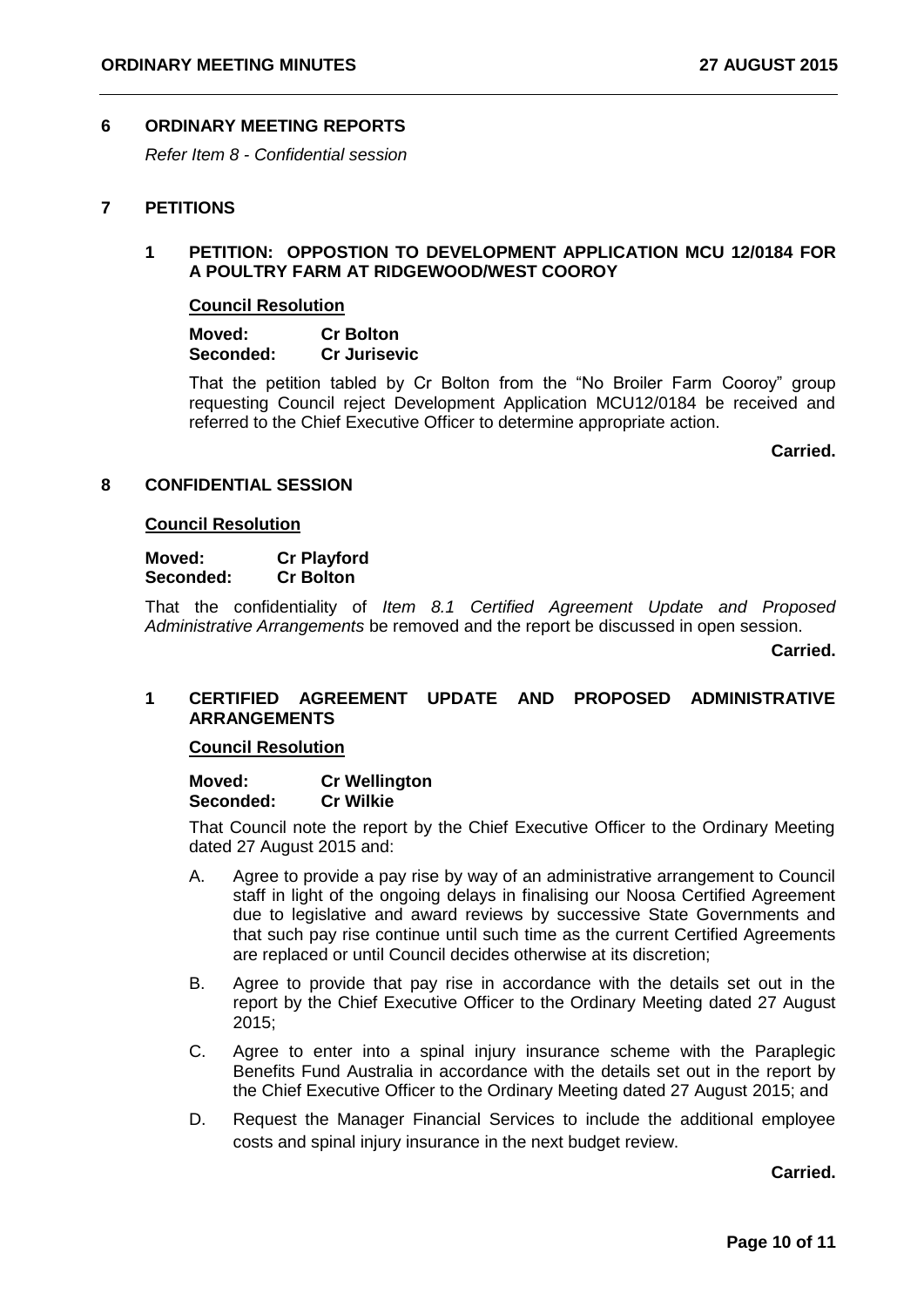## 6 ORDINARY MEETING REPORTS

*Refer Item 8 - Confidential session*

## 7 PETITIONS

### 1 PETITION: OPPOSTION TO DEVELOPMENT APPLICATION MCU 12/0184 FOR A POULTRY FARM AT RIDGEWOOD/WEST COOROY

**Council Resolution**

**Moved:** **Cr Bolton**
**Seconded:** **Cr Jurisevic**

That the petition tabled by Cr Bolton from the "No Broiler Farm Cooroy" group requesting Council reject Development Application MCU12/0184 be received and referred to the Chief Executive Officer to determine appropriate action.

**Carried.**

## 8 CONFIDENTIAL SESSION

**Council Resolution**

**Moved:** **Cr Playford**
**Seconded:** **Cr Bolton**

That the confidentiality of *Item 8.1 Certified Agreement Update and Proposed Administrative Arrangements* be removed and the report be discussed in open session.

**Carried.**

### 1 CERTIFIED AGREEMENT UPDATE AND PROPOSED ADMINISTRATIVE ARRANGEMENTS

**Council Resolution**

**Moved:** **Cr Wellington**
**Seconded:** **Cr Wilkie**

That Council note the report by the Chief Executive Officer to the Ordinary Meeting dated 27 August 2015 and:

A. Agree to provide a pay rise by way of an administrative arrangement to Council staff in light of the ongoing delays in finalising our Noosa Certified Agreement due to legislative and award reviews by successive State Governments and that such pay rise continue until such time as the current Certified Agreements are replaced or until Council decides otherwise at its discretion;

B. Agree to provide that pay rise in accordance with the details set out in the report by the Chief Executive Officer to the Ordinary Meeting dated 27 August 2015;

C. Agree to enter into a spinal injury insurance scheme with the Paraplegic Benefits Fund Australia in accordance with the details set out in the report by the Chief Executive Officer to the Ordinary Meeting dated 27 August 2015; and

D. Request the Manager Financial Services to include the additional employee costs and spinal injury insurance in the next budget review.

**Carried.**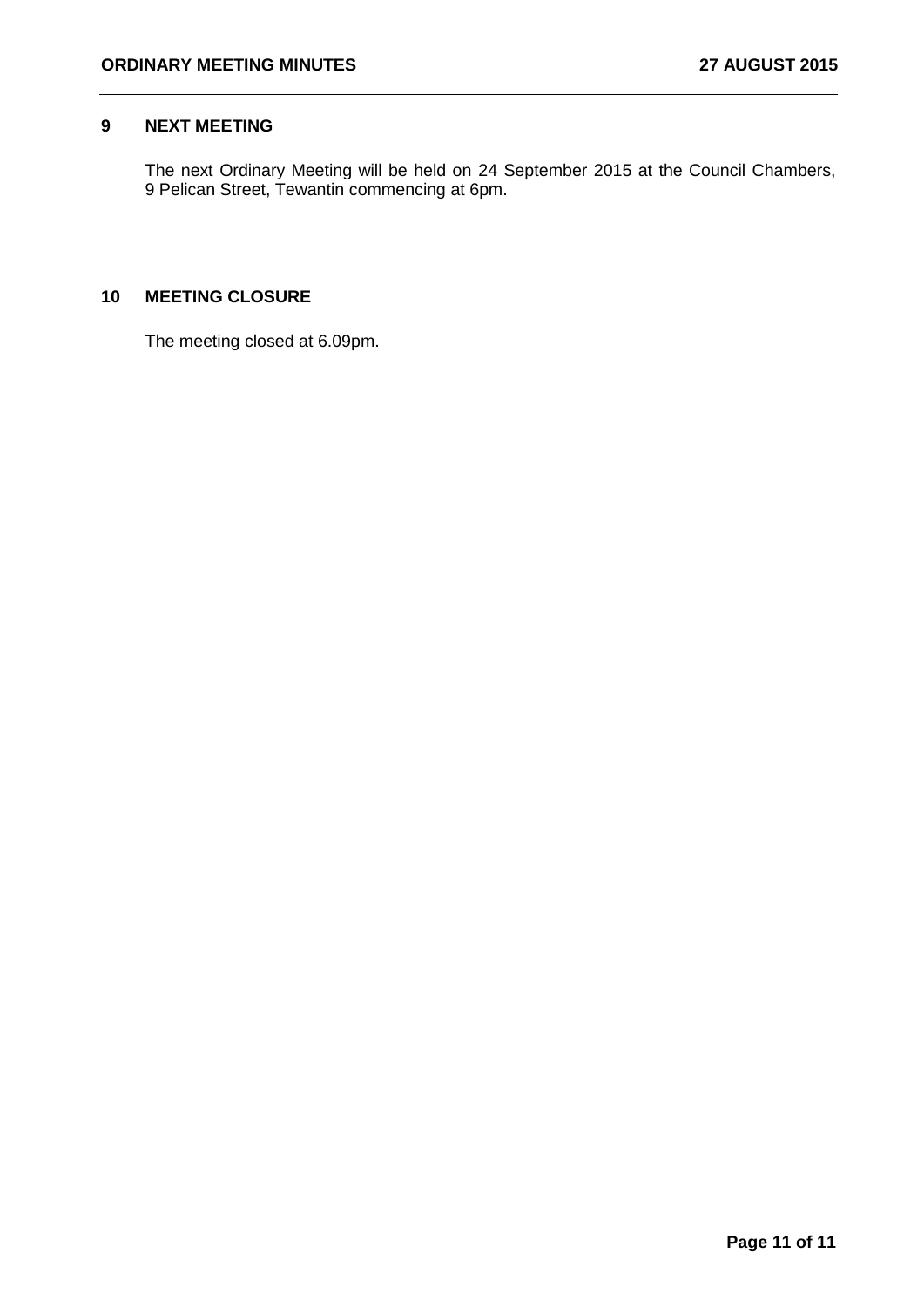## 9 NEXT MEETING

The next Ordinary Meeting will be held on 24 September 2015 at the Council Chambers, 9 Pelican Street, Tewantin commencing at 6pm.

## 10 MEETING CLOSURE

The meeting closed at 6.09pm.